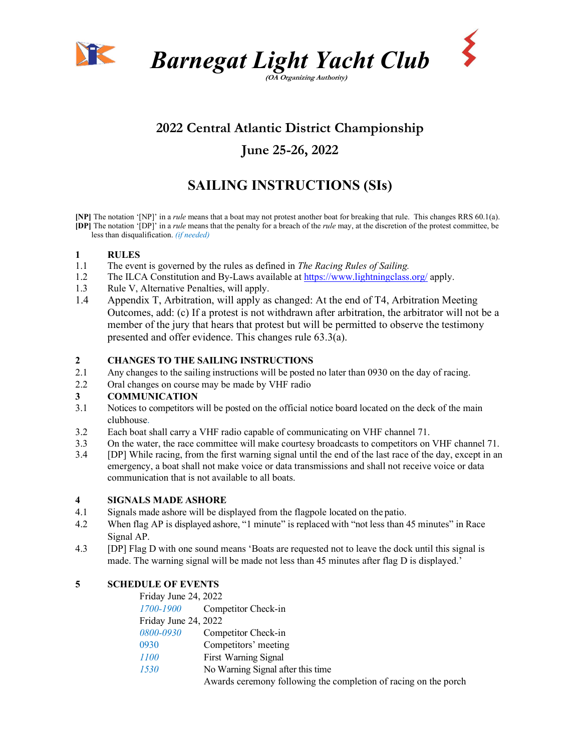# Barnegat Light Yacht Club

*(OA Organizing Authority)*

## 2022 Central Atlantic District Championship

## June 25-26, 2022

## SAILING INSTRUCTIONS (SIs)

**[NP]** The notation '[NP]' in a *rule* means that a boat may not protest another boat for breaking that rule. This changes RRS 60.1(a).
**[DP]** The notation '[DP]' in a *rule* means that the penalty for a breach of the *rule* may, at the discretion of the protest committee, be less than disqualification. *(if needed)*

**1 RULES**

1.1 The event is governed by the rules as defined in *The Racing Rules of Sailing.*

1.2 The ILCA Constitution and By-Laws available at https://www.lightningclass.org/ apply.

1.3 Rule V, Alternative Penalties, will apply.

1.4 Appendix T, Arbitration, will apply as changed: At the end of T4, Arbitration Meeting Outcomes, add: (c) If a protest is not withdrawn after arbitration, the arbitrator will not be a member of the jury that hears that protest but will be permitted to observe the testimony presented and offer evidence. This changes rule 63.3(a).

**2 CHANGES TO THE SAILING INSTRUCTIONS**

2.1 Any changes to the sailing instructions will be posted no later than 0930 on the day of racing.

2.2 Oral changes on course may be made by VHF radio

**3 COMMUNICATION**

3.1 Notices to competitors will be posted on the official notice board located on the deck of the main clubhouse.

3.2 Each boat shall carry a VHF radio capable of communicating on VHF channel 71.

3.3 On the water, the race committee will make courtesy broadcasts to competitors on VHF channel 71.

3.4 [DP] While racing, from the first warning signal until the end of the last race of the day, except in an emergency, a boat shall not make voice or data transmissions and shall not receive voice or data communication that is not available to all boats.

**4 SIGNALS MADE ASHORE**

4.1 Signals made ashore will be displayed from the flagpole located on the patio.

4.2 When flag AP is displayed ashore, "1 minute" is replaced with "not less than 45 minutes" in Race Signal AP.

4.3 [DP] Flag D with one sound means 'Boats are requested not to leave the dock until this signal is made. The warning signal will be made not less than 45 minutes after flag D is displayed.'

**5 SCHEDULE OF EVENTS**

Friday June 24, 2022

*1700-1900* Competitor Check-in

Friday June 24, 2022

*0800-0930* Competitor Check-in

0930 Competitors' meeting

*1100* First Warning Signal

*1530* No Warning Signal after this time

Awards ceremony following the completion of racing on the porch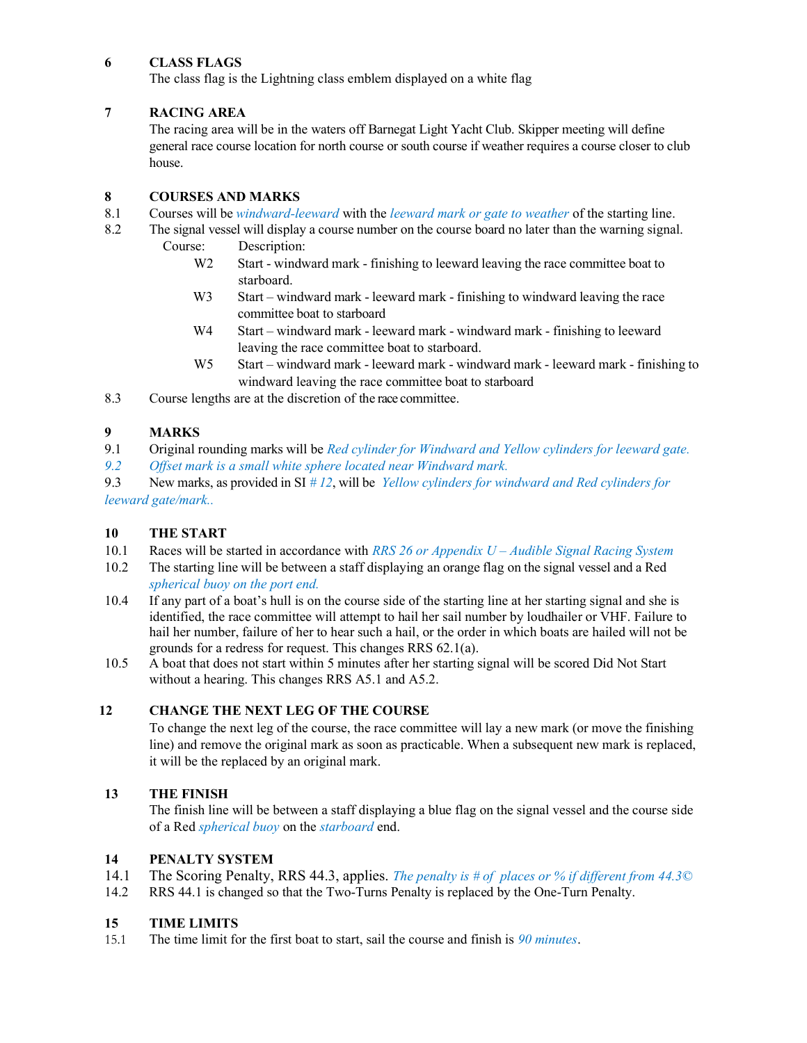## 6 CLASS FLAGS

The class flag is the Lightning class emblem displayed on a white flag

## 7 RACING AREA

The racing area will be in the waters off Barnegat Light Yacht Club. Skipper meeting will define general race course location for north course or south course if weather requires a course closer to club house.

## 8 COURSES AND MARKS

8.1 Courses will be *windward-leeward* with the *leeward mark or gate to weather* of the starting line.

8.2 The signal vessel will display a course number on the course board no later than the warning signal.

| Course: | Description: |
|---|---|
| W2 | Start - windward mark - finishing to leeward leaving the race committee boat to starboard. |
| W3 | Start – windward mark - leeward mark - finishing to windward leaving the race committee boat to starboard |
| W4 | Start – windward mark - leeward mark - windward mark - finishing to leeward leaving the race committee boat to starboard. |
| W5 | Start – windward mark - leeward mark - windward mark - leeward mark - finishing to windward leaving the race committee boat to starboard |

8.3 Course lengths are at the discretion of the race committee.

## 9 MARKS

9.1 Original rounding marks will be *Red cylinder for Windward and Yellow cylinders for leeward gate.*

*9.2 Offset mark is a small white sphere located near Windward mark.*

9.3 New marks, as provided in SI *# 12*, will be *Yellow cylinders for windward and Red cylinders for leeward gate/mark..*

## 10 THE START

10.1 Races will be started in accordance with *RRS 26 or Appendix U – Audible Signal Racing System*

10.2 The starting line will be between a staff displaying an orange flag on the signal vessel and a Red *spherical buoy on the port end.*

10.4 If any part of a boat's hull is on the course side of the starting line at her starting signal and she is identified, the race committee will attempt to hail her sail number by loudhailer or VHF. Failure to hail her number, failure of her to hear such a hail, or the order in which boats are hailed will not be grounds for a redress for request. This changes RRS 62.1(a).

10.5 A boat that does not start within 5 minutes after her starting signal will be scored Did Not Start without a hearing. This changes RRS A5.1 and A5.2.

## 12 CHANGE THE NEXT LEG OF THE COURSE

To change the next leg of the course, the race committee will lay a new mark (or move the finishing line) and remove the original mark as soon as practicable. When a subsequent new mark is replaced, it will be the replaced by an original mark.

## 13 THE FINISH

The finish line will be between a staff displaying a blue flag on the signal vessel and the course side of a Red *spherical buoy* on the *starboard* end.

## 14 PENALTY SYSTEM

14.1 The Scoring Penalty, RRS 44.3, applies. *The penalty is # of places or % if different from 44.3©*

14.2 RRS 44.1 is changed so that the Two-Turns Penalty is replaced by the One-Turn Penalty.

## 15 TIME LIMITS

15.1 The time limit for the first boat to start, sail the course and finish is *90 minutes*.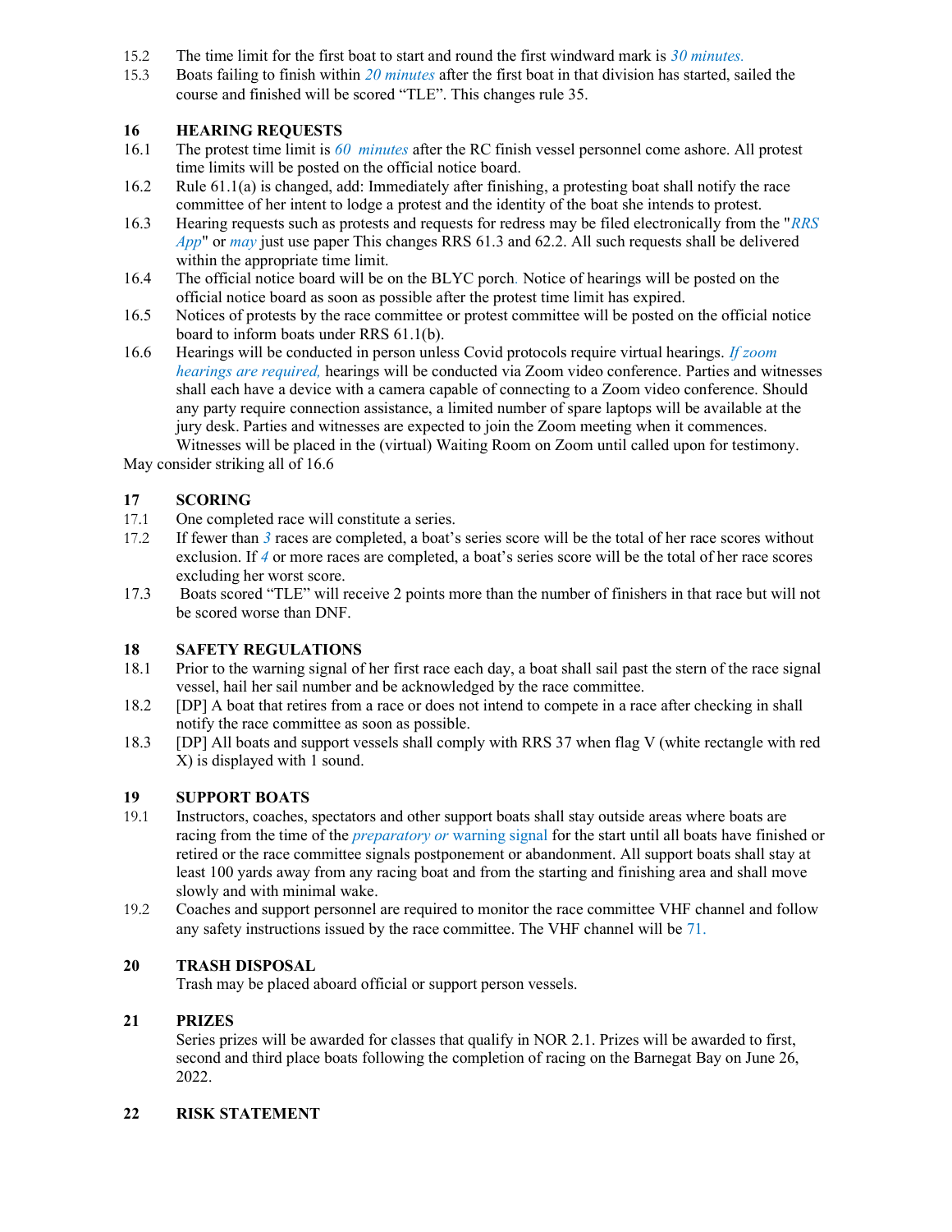15.2 The time limit for the first boat to start and round the first windward mark is *30 minutes.*

15.3 Boats failing to finish within *20 minutes* after the first boat in that division has started, sailed the course and finished will be scored "TLE". This changes rule 35.

## 16 HEARING REQUESTS

16.1 The protest time limit is *60 minutes* after the RC finish vessel personnel come ashore. All protest time limits will be posted on the official notice board.

16.2 Rule 61.1(a) is changed, add: Immediately after finishing, a protesting boat shall notify the race committee of her intent to lodge a protest and the identity of the boat she intends to protest.

16.3 Hearing requests such as protests and requests for redress may be filed electronically from the "*RRS App*" or *may* just use paper This changes RRS 61.3 and 62.2. All such requests shall be delivered within the appropriate time limit.

16.4 The official notice board will be on the BLYC porch. Notice of hearings will be posted on the official notice board as soon as possible after the protest time limit has expired.

16.5 Notices of protests by the race committee or protest committee will be posted on the official notice board to inform boats under RRS 61.1(b).

16.6 Hearings will be conducted in person unless Covid protocols require virtual hearings. *If zoom hearings are required,* hearings will be conducted via Zoom video conference. Parties and witnesses shall each have a device with a camera capable of connecting to a Zoom video conference. Should any party require connection assistance, a limited number of spare laptops will be available at the jury desk. Parties and witnesses are expected to join the Zoom meeting when it commences. Witnesses will be placed in the (virtual) Waiting Room on Zoom until called upon for testimony.

May consider striking all of 16.6

## 17 SCORING

17.1 One completed race will constitute a series.

17.2 If fewer than *3* races are completed, a boat's series score will be the total of her race scores without exclusion. If *4* or more races are completed, a boat's series score will be the total of her race scores excluding her worst score.

17.3 Boats scored "TLE" will receive 2 points more than the number of finishers in that race but will not be scored worse than DNF.

## 18 SAFETY REGULATIONS

18.1 Prior to the warning signal of her first race each day, a boat shall sail past the stern of the race signal vessel, hail her sail number and be acknowledged by the race committee.

18.2 [DP] A boat that retires from a race or does not intend to compete in a race after checking in shall notify the race committee as soon as possible.

18.3 [DP] All boats and support vessels shall comply with RRS 37 when flag V (white rectangle with red X) is displayed with 1 sound.

## 19 SUPPORT BOATS

19.1 Instructors, coaches, spectators and other support boats shall stay outside areas where boats are racing from the time of the *preparatory or* warning signal for the start until all boats have finished or retired or the race committee signals postponement or abandonment. All support boats shall stay at least 100 yards away from any racing boat and from the starting and finishing area and shall move slowly and with minimal wake.

19.2 Coaches and support personnel are required to monitor the race committee VHF channel and follow any safety instructions issued by the race committee. The VHF channel will be 71.

## 20 TRASH DISPOSAL

Trash may be placed aboard official or support person vessels.

## 21 PRIZES

Series prizes will be awarded for classes that qualify in NOR 2.1. Prizes will be awarded to first, second and third place boats following the completion of racing on the Barnegat Bay on June 26, 2022.

## 22 RISK STATEMENT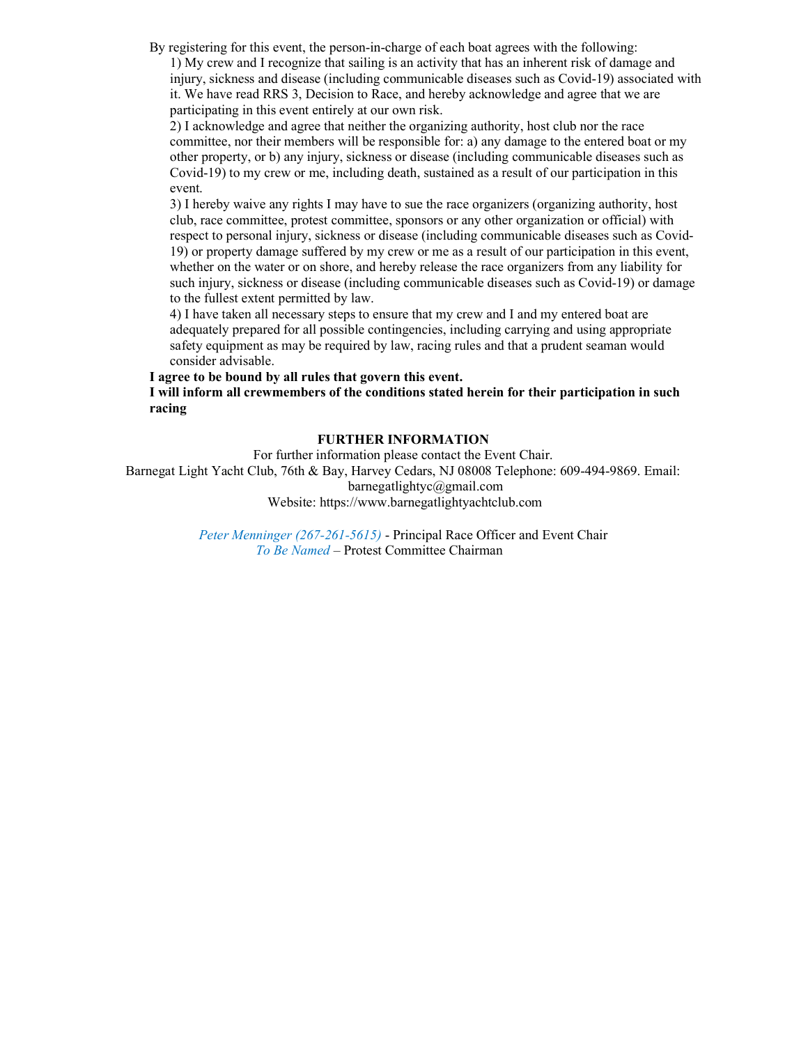By registering for this event, the person-in-charge of each boat agrees with the following:

1) My crew and I recognize that sailing is an activity that has an inherent risk of damage and injury, sickness and disease (including communicable diseases such as Covid-19) associated with it. We have read RRS 3, Decision to Race, and hereby acknowledge and agree that we are participating in this event entirely at our own risk.

2) I acknowledge and agree that neither the organizing authority, host club nor the race committee, nor their members will be responsible for: a) any damage to the entered boat or my other property, or b) any injury, sickness or disease (including communicable diseases such as Covid-19) to my crew or me, including death, sustained as a result of our participation in this event.

3) I hereby waive any rights I may have to sue the race organizers (organizing authority, host club, race committee, protest committee, sponsors or any other organization or official) with respect to personal injury, sickness or disease (including communicable diseases such as Covid-19) or property damage suffered by my crew or me as a result of our participation in this event, whether on the water or on shore, and hereby release the race organizers from any liability for such injury, sickness or disease (including communicable diseases such as Covid-19) or damage to the fullest extent permitted by law.

4) I have taken all necessary steps to ensure that my crew and I and my entered boat are adequately prepared for all possible contingencies, including carrying and using appropriate safety equipment as may be required by law, racing rules and that a prudent seaman would consider advisable.

**I agree to be bound by all rules that govern this event.**

**I will inform all crewmembers of the conditions stated herein for their participation in such racing**

## FURTHER INFORMATION

For further information please contact the Event Chair.

Barnegat Light Yacht Club, 76th & Bay, Harvey Cedars, NJ 08008 Telephone: 609-494-9869. Email: barnegatlightyc@gmail.com

Website: https://www.barnegatlightyachtclub.com

*Peter Menninger (267-261-5615)* - Principal Race Officer and Event Chair

*To Be Named* – Protest Committee Chairman